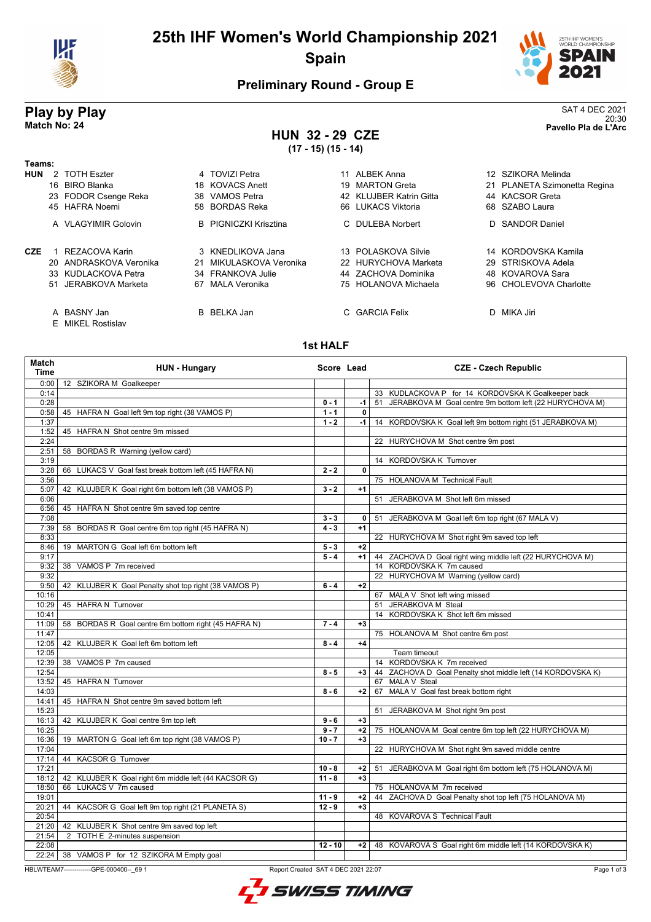# 25th IHF Women's World Championship 2021

## Spain

### Preliminary Round - Group E

## Play by Play

**Match No: 24**

SAT 4 DEC 2021
20:30
**Pavello Pla de L'Arc**

### HUN 32 - 29 CZE

**(17 - 15) (15 - 14)**

**Teams:**

**HUN**

| | | | |
|---|---|---|---|
| 2 TOTH Eszter | 4 TOVIZI Petra | 11 ALBEK Anna | 12 SZIKORA Melinda |
| 16 BIRO Blanka | 18 KOVACS Anett | 19 MARTON Greta | 21 PLANETA Szimonetta Regina |
| 23 FODOR Csenge Reka | 38 VAMOS Petra | 42 KLUJBER Katrin Gitta | 44 KACSOR Greta |
| 45 HAFRA Noemi | 58 BORDAS Reka | 66 LUKACS Viktoria | 68 SZABO Laura |
| A VLAGYIMIR Golovin | B PIGNICZKI Krisztina | C DULEBA Norbert | D SANDOR Daniel |

**CZE**

| | | | |
|---|---|---|---|
| 1 REZACOVA Karin | 3 KNEDLIKOVA Jana | 13 POLASKOVA Silvie | 14 KORDOVSKA Kamila |
| 20 ANDRASKOVA Veronika | 21 MIKULASKOVA Veronika | 22 HURYCHOVA Marketa | 29 STRISKOVA Adela |
| 33 KUDLACKOVA Petra | 34 FRANKOVA Julie | 44 ZACHOVA Dominika | 48 KOVAROVA Sara |
| 51 JERABKOVA Marketa | 67 MALA Veronika | 75 HOLANOVA Michaela | 96 CHOLEVOVA Charlotte |
| A BASNY Jan | B BELKA Jan | C GARCIA Felix | D MIKA Jiri |
| E MIKEL Rostislav | | | |

### 1st HALF

| Match Time | HUN - Hungary | Score | Lead | CZE - Czech Republic |
|---|---|---|---|---|
| 0:00 | 12 SZIKORA M Goalkeeper | | | |
| 0:14 | | | | 33 KUDLACKOVA P for 14 KORDOVSKA K Goalkeeper back |
| 0:28 | | 0 - 1 | -1 | 51 JERABKOVA M Goal centre 9m bottom left (22 HURYCHOVA M) |
| 0:58 | 45 HAFRA N Goal left 9m top right (38 VAMOS P) | 1 - 1 | 0 | |
| 1:37 | | 1 - 2 | -1 | 14 KORDOVSKA K Goal left 9m bottom right (51 JERABKOVA M) |
| 1:52 | 45 HAFRA N Shot centre 9m missed | | | |
| 2:24 | | | | 22 HURYCHOVA M Shot centre 9m post |
| 2:51 | 58 BORDAS R Warning (yellow card) | | | |
| 3:19 | | | | 14 KORDOVSKA K Turnover |
| 3:28 | 66 LUKACS V Goal fast break bottom left (45 HAFRA N) | 2 - 2 | 0 | |
| 3:56 | | | | 75 HOLANOVA M Technical Fault |
| 5:07 | 42 KLUJBER K Goal right 6m bottom left (38 VAMOS P) | 3 - 2 | +1 | |
| 6:06 | | | | 51 JERABKOVA M Shot left 6m missed |
| 6:56 | 45 HAFRA N Shot centre 9m saved top centre | | | |
| 7:08 | | 3 - 3 | 0 | 51 JERABKOVA M Goal left 6m top right (67 MALA V) |
| 7:39 | 58 BORDAS R Goal centre 6m top right (45 HAFRA N) | 4 - 3 | +1 | |
| 8:33 | | | | 22 HURYCHOVA M Shot right 9m saved top left |
| 8:46 | 19 MARTON G Goal left 6m bottom left | 5 - 3 | +2 | |
| 9:17 | | 5 - 4 | +1 | 44 ZACHOVA D Goal right wing middle left (22 HURYCHOVA M) |
| 9:32 | 38 VAMOS P 7m received | | | 14 KORDOVSKA K 7m caused |
| 9:32 | | | | 22 HURYCHOVA M Warning (yellow card) |
| 9:50 | 42 KLUJBER K Goal Penalty shot top right (38 VAMOS P) | 6 - 4 | +2 | |
| 10:16 | | | | 67 MALA V Shot left wing missed |
| 10:29 | 45 HAFRA N Turnover | | | 51 JERABKOVA M Steal |
| 10:41 | | | | 14 KORDOVSKA K Shot left 6m missed |
| 11:09 | 58 BORDAS R Goal centre 6m bottom right (45 HAFRA N) | 7 - 4 | +3 | |
| 11:47 | | | | 75 HOLANOVA M Shot centre 6m post |
| 12:05 | 42 KLUJBER K Goal left 6m bottom left | 8 - 4 | +4 | |
| 12:05 | | | | Team timeout |
| 12:39 | 38 VAMOS P 7m caused | | | 14 KORDOVSKA K 7m received |
| 12:54 | | 8 - 5 | +3 | 44 ZACHOVA D Goal Penalty shot middle left (14 KORDOVSKA K) |
| 13:52 | 45 HAFRA N Turnover | | | 67 MALA V Steal |
| 14:03 | | 8 - 6 | +2 | 67 MALA V Goal fast break bottom right |
| 14:41 | 45 HAFRA N Shot centre 9m saved bottom left | | | |
| 15:23 | | | | 51 JERABKOVA M Shot right 9m post |
| 16:13 | 42 KLUJBER K Goal centre 9m top left | 9 - 6 | +3 | |
| 16:25 | | 9 - 7 | +2 | 75 HOLANOVA M Goal centre 6m top left (22 HURYCHOVA M) |
| 16:36 | 19 MARTON G Goal left 6m top right (38 VAMOS P) | 10 - 7 | +3 | |
| 17:04 | | | | 22 HURYCHOVA M Shot right 9m saved middle centre |
| 17:14 | 44 KACSOR G Turnover | | | |
| 17:21 | | 10 - 8 | +2 | 51 JERABKOVA M Goal right 6m bottom left (75 HOLANOVA M) |
| 18:12 | 42 KLUJBER K Goal right 6m middle left (44 KACSOR G) | 11 - 8 | +3 | |
| 18:50 | 66 LUKACS V 7m caused | | | 75 HOLANOVA M 7m received |
| 19:01 | | 11 - 9 | +2 | 44 ZACHOVA D Goal Penalty shot top left (75 HOLANOVA M) |
| 20:21 | 44 KACSOR G Goal left 9m top right (21 PLANETA S) | 12 - 9 | +3 | |
| 20:54 | | | | 48 KOVAROVA S Technical Fault |
| 21:20 | 42 KLUJBER K Shot centre 9m saved top left | | | |
| 21:54 | 2 TOTH E 2-minutes suspension | | | |
| 22:08 | | 12 - 10 | +2 | 48 KOVAROVA S Goal right 6m middle left (14 KORDOVSKA K) |
| 22:24 | 38 VAMOS P for 12 SZIKORA M Empty goal | | | |

HBLWTEAM7-------------GPE-000400--_69 1 Report Created SAT 4 DEC 2021 22:07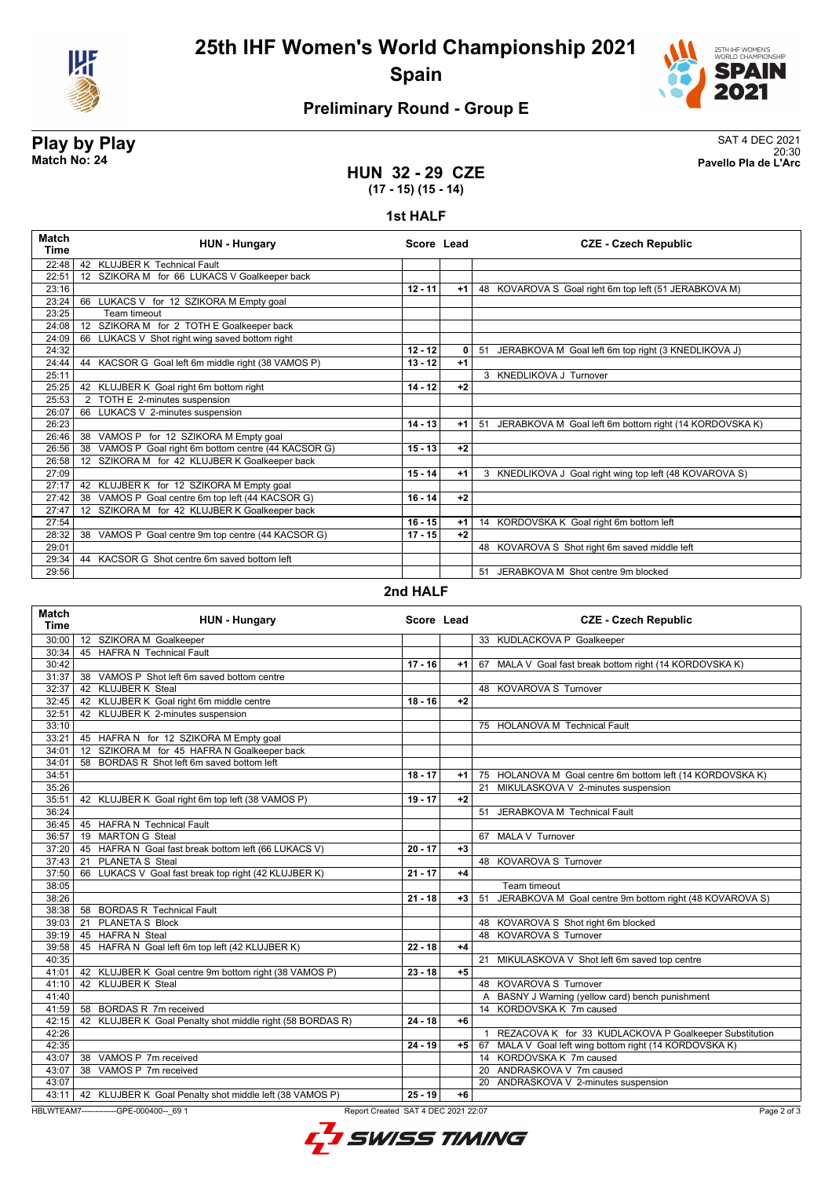# 25th IHF Women's World Championship 2021

**Spain**

## Preliminary Round - Group E

**Play by Play**
**Match No: 24**

SAT 4 DEC 2021
20:30
**Pavello Pla de L'Arc**

## HUN 32 - 29 CZE

**(17 - 15) (15 - 14)**

### 1st HALF

| Match Time | HUN - Hungary | Score | Lead | CZE - Czech Republic |
|---|---|---|---|---|
| 22:48 | 42 KLUJBER K Technical Fault | | | |
| 22:51 | 12 SZIKORA M for 66 LUKACS V Goalkeeper back | | | |
| 23:16 | | 12 - 11 | +1 | 48 KOVAROVA S Goal right 6m top left (51 JERABKOVA M) |
| 23:24 | 66 LUKACS V for 12 SZIKORA M Empty goal | | | |
| 23:25 | Team timeout | | | |
| 24:08 | 12 SZIKORA M for 2 TOTH E Goalkeeper back | | | |
| 24:09 | 66 LUKACS V Shot right wing saved bottom right | | | |
| 24:32 | | 12 - 12 | 0 | 51 JERABKOVA M Goal left 6m top right (3 KNEDLIKOVA J) |
| 24:44 | 44 KACSOR G Goal left 6m middle right (38 VAMOS P) | 13 - 12 | +1 | |
| 25:11 | | | | 3 KNEDLIKOVA J Turnover |
| 25:25 | 42 KLUJBER K Goal right 6m bottom right | 14 - 12 | +2 | |
| 25:53 | 2 TOTH E 2-minutes suspension | | | |
| 26:07 | 66 LUKACS V 2-minutes suspension | | | |
| 26:23 | | 14 - 13 | +1 | 51 JERABKOVA M Goal left 6m bottom right (14 KORDOVSKA K) |
| 26:46 | 38 VAMOS P for 12 SZIKORA M Empty goal | | | |
| 26:56 | 38 VAMOS P Goal right 6m bottom centre (44 KACSOR G) | 15 - 13 | +2 | |
| 26:58 | 12 SZIKORA M for 42 KLUJBER K Goalkeeper back | | | |
| 27:09 | | 15 - 14 | +1 | 3 KNEDLIKOVA J Goal right wing top left (48 KOVAROVA S) |
| 27:17 | 42 KLUJBER K for 12 SZIKORA M Empty goal | | | |
| 27:42 | 38 VAMOS P Goal centre 6m top left (44 KACSOR G) | 16 - 14 | +2 | |
| 27:47 | 12 SZIKORA M for 42 KLUJBER K Goalkeeper back | | | |
| 27:54 | | 16 - 15 | +1 | 14 KORDOVSKA K Goal right 6m bottom left |
| 28:32 | 38 VAMOS P Goal centre 9m top centre (44 KACSOR G) | 17 - 15 | +2 | |
| 29:01 | | | | 48 KOVAROVA S Shot right 6m saved middle left |
| 29:34 | 44 KACSOR G Shot centre 6m saved bottom left | | | |
| 29:56 | | | | 51 JERABKOVA M Shot centre 9m blocked |

### 2nd HALF

| Match Time | HUN - Hungary | Score | Lead | CZE - Czech Republic |
|---|---|---|---|---|
| 30:00 | 12 SZIKORA M Goalkeeper | | | 33 KUDLACKOVA P Goalkeeper |
| 30:34 | 45 HAFRA N Technical Fault | | | |
| 30:42 | | 17 - 16 | +1 | 67 MALA V Goal fast break bottom right (14 KORDOVSKA K) |
| 31:37 | 38 VAMOS P Shot left 6m saved bottom centre | | | |
| 32:37 | 42 KLUJBER K Steal | | | 48 KOVAROVA S Turnover |
| 32:45 | 42 KLUJBER K Goal right 6m middle centre | 18 - 16 | +2 | |
| 32:51 | 42 KLUJBER K 2-minutes suspension | | | |
| 33:10 | | | | 75 HOLANOVA M Technical Fault |
| 33:21 | 45 HAFRA N for 12 SZIKORA M Empty goal | | | |
| 34:01 | 12 SZIKORA M for 45 HAFRA N Goalkeeper back | | | |
| 34:01 | 58 BORDAS R Shot left 6m saved bottom left | | | |
| 34:51 | | 18 - 17 | +1 | 75 HOLANOVA M Goal centre 6m bottom left (14 KORDOVSKA K) |
| 35:26 | | | | 21 MIKULASKOVA V 2-minutes suspension |
| 35:51 | 42 KLUJBER K Goal right 6m top left (38 VAMOS P) | 19 - 17 | +2 | |
| 36:24 | | | | 51 JERABKOVA M Technical Fault |
| 36:45 | 45 HAFRA N Technical Fault | | | |
| 36:57 | 19 MARTON G Steal | | | 67 MALA V Turnover |
| 37:20 | 45 HAFRA N Goal fast break bottom left (66 LUKACS V) | 20 - 17 | +3 | |
| 37:43 | 21 PLANETA S Steal | | | 48 KOVAROVA S Turnover |
| 37:50 | 66 LUKACS V Goal fast break top right (42 KLUJBER K) | 21 - 17 | +4 | |
| 38:05 | | | | Team timeout |
| 38:26 | | 21 - 18 | +3 | 51 JERABKOVA M Goal centre 9m bottom right (48 KOVAROVA S) |
| 38:38 | 58 BORDAS R Technical Fault | | | |
| 39:03 | 21 PLANETA S Block | | | 48 KOVAROVA S Shot right 6m blocked |
| 39:19 | 45 HAFRA N Steal | | | 48 KOVAROVA S Turnover |
| 39:58 | 45 HAFRA N Goal left 6m top left (42 KLUJBER K) | 22 - 18 | +4 | |
| 40:35 | | | | 21 MIKULASKOVA V Shot left 6m saved top centre |
| 41:01 | 42 KLUJBER K Goal centre 9m bottom right (38 VAMOS P) | 23 - 18 | +5 | |
| 41:10 | 42 KLUJBER K Steal | | | 48 KOVAROVA S Turnover |
| 41:40 | | | | A BASNY J Warning (yellow card) bench punishment |
| 41:59 | 58 BORDAS R 7m received | | | 14 KORDOVSKA K 7m caused |
| 42:15 | 42 KLUJBER K Goal Penalty shot middle right (58 BORDAS R) | 24 - 18 | +6 | |
| 42:26 | | | | 1 REZACOVA K for 33 KUDLACKOVA P Goalkeeper Substitution |
| 42:35 | | 24 - 19 | +5 | 67 MALA V Goal left wing bottom right (14 KORDOVSKA K) |
| 43:07 | 38 VAMOS P 7m received | | | 14 KORDOVSKA K 7m caused |
| 43:07 | 38 VAMOS P 7m received | | | 20 ANDRASKOVA V 7m caused |
| 43:07 | | | | 20 ANDRASKOVA V 2-minutes suspension |
| 43:11 | 42 KLUJBER K Goal Penalty shot middle left (38 VAMOS P) | 25 - 19 | +6 | |

HBLWTEAM7-------------GPE-000400--_69 1 Report Created SAT 4 DEC 2021 22:07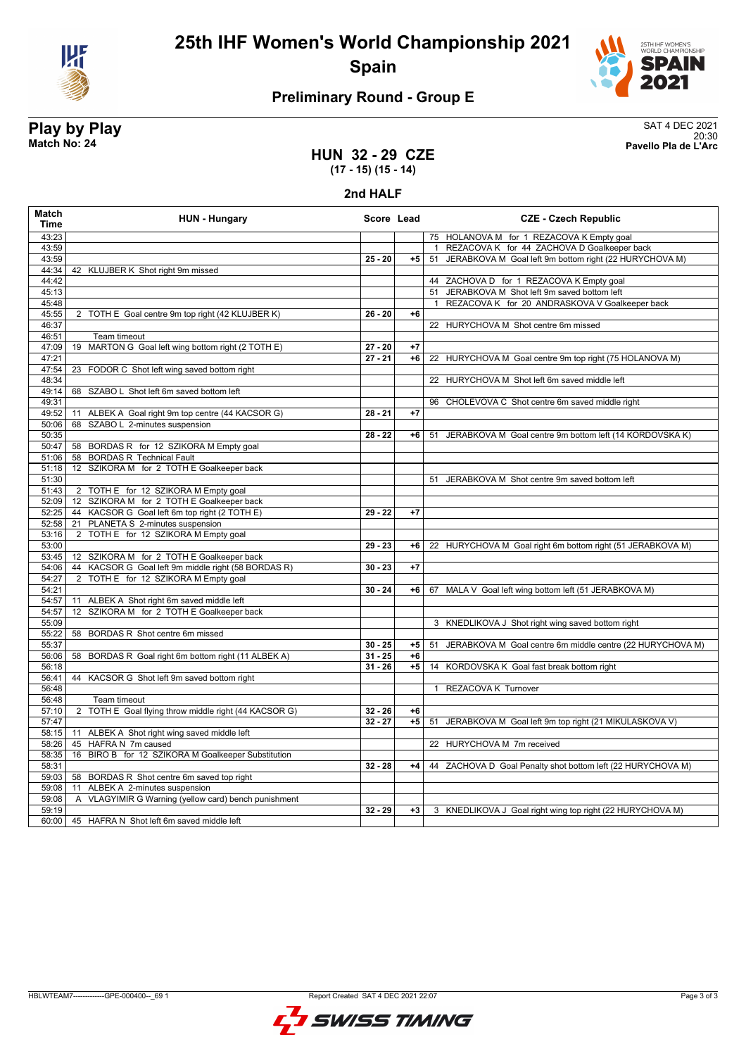# 25th IHF Women's World Championship 2021

## Spain

### Preliminary Round - Group E

**Play by Play**
**Match No: 24**

SAT 4 DEC 2021
20:30
**Pavello Pla de L'Arc**

## HUN 32 - 29 CZE

**(17 - 15) (15 - 14)**

### 2nd HALF

| Match Time | HUN - Hungary | Score | Lead | CZE - Czech Republic |
|---|---|---|---|---|
| 43:23 | | | | 75 HOLANOVA M for 1 REZACOVA K Empty goal |
| 43:59 | | | | 1 REZACOVA K for 44 ZACHOVA D Goalkeeper back |
| 43:59 | | 25 - 20 | +5 | 51 JERABKOVA M Goal left 9m bottom right (22 HURYCHOVA M) |
| 44:34 | 42 KLUJBER K Shot right 9m missed | | | |
| 44:42 | | | | 44 ZACHOVA D for 1 REZACOVA K Empty goal |
| 45:13 | | | | 51 JERABKOVA M Shot left 9m saved bottom left |
| 45:48 | | | | 1 REZACOVA K for 20 ANDRASKOVA V Goalkeeper back |
| 45:55 | 2 TOTH E Goal centre 9m top right (42 KLUJBER K) | 26 - 20 | +6 | |
| 46:37 | | | | 22 HURYCHOVA M Shot centre 6m missed |
| 46:51 | Team timeout | | | |
| 47:09 | 19 MARTON G Goal left wing bottom right (2 TOTH E) | 27 - 20 | +7 | |
| 47:21 | | 27 - 21 | +6 | 22 HURYCHOVA M Goal centre 9m top right (75 HOLANOVA M) |
| 47:54 | 23 FODOR C Shot left wing saved bottom right | | | |
| 48:34 | | | | 22 HURYCHOVA M Shot left 6m saved middle left |
| 49:14 | 68 SZABO L Shot left 6m saved bottom left | | | |
| 49:31 | | | | 96 CHOLEVOVA C Shot centre 6m saved middle right |
| 49:52 | 11 ALBEK A Goal right 9m top centre (44 KACSOR G) | 28 - 21 | +7 | |
| 50:06 | 68 SZABO L 2-minutes suspension | | | |
| 50:35 | | 28 - 22 | +6 | 51 JERABKOVA M Goal centre 9m bottom left (14 KORDOVSKA K) |
| 50:47 | 58 BORDAS R for 12 SZIKORA M Empty goal | | | |
| 51:06 | 58 BORDAS R Technical Fault | | | |
| 51:18 | 12 SZIKORA M for 2 TOTH E Goalkeeper back | | | |
| 51:30 | | | | 51 JERABKOVA M Shot centre 9m saved bottom left |
| 51:43 | 2 TOTH E for 12 SZIKORA M Empty goal | | | |
| 52:09 | 12 SZIKORA M for 2 TOTH E Goalkeeper back | | | |
| 52:25 | 44 KACSOR G Goal left 6m top right (2 TOTH E) | 29 - 22 | +7 | |
| 52:58 | 21 PLANETA S 2-minutes suspension | | | |
| 53:16 | 2 TOTH E for 12 SZIKORA M Empty goal | | | |
| 53:00 | | 29 - 23 | +6 | 22 HURYCHOVA M Goal right 6m bottom right (51 JERABKOVA M) |
| 53:45 | 12 SZIKORA M for 2 TOTH E Goalkeeper back | | | |
| 54:06 | 44 KACSOR G Goal left 9m middle right (58 BORDAS R) | 30 - 23 | +7 | |
| 54:27 | 2 TOTH E for 12 SZIKORA M Empty goal | | | |
| 54:21 | | 30 - 24 | +6 | 67 MALA V Goal left wing bottom left (51 JERABKOVA M) |
| 54:57 | 11 ALBEK A Shot right 6m saved middle left | | | |
| 54:57 | 12 SZIKORA M for 2 TOTH E Goalkeeper back | | | |
| 55:09 | | | | 3 KNEDLIKOVA J Shot right wing saved bottom right |
| 55:22 | 58 BORDAS R Shot centre 6m missed | | | |
| 55:37 | | 30 - 25 | +5 | 51 JERABKOVA M Goal centre 6m middle centre (22 HURYCHOVA M) |
| 56:06 | 58 BORDAS R Goal right 6m bottom right (11 ALBEK A) | 31 - 25 | +6 | |
| 56:18 | | 31 - 26 | +5 | 14 KORDOVSKA K Goal fast break bottom right |
| 56:41 | 44 KACSOR G Shot left 9m saved bottom right | | | |
| 56:48 | | | | 1 REZACOVA K Turnover |
| 56:48 | Team timeout | | | |
| 57:10 | 2 TOTH E Goal flying throw middle right (44 KACSOR G) | 32 - 26 | +6 | |
| 57:47 | | 32 - 27 | +5 | 51 JERABKOVA M Goal left 9m top right (21 MIKULASKOVA V) |
| 58:15 | 11 ALBEK A Shot right wing saved middle left | | | |
| 58:26 | 45 HAFRA N 7m caused | | | 22 HURYCHOVA M 7m received |
| 58:35 | 16 BIRO B for 12 SZIKORA M Goalkeeper Substitution | | | |
| 58:31 | | 32 - 28 | +4 | 44 ZACHOVA D Goal Penalty shot bottom left (22 HURYCHOVA M) |
| 59:03 | 58 BORDAS R Shot centre 6m saved top right | | | |
| 59:08 | 11 ALBEK A 2-minutes suspension | | | |
| 59:08 | A VLAGYIMIR G Warning (yellow card) bench punishment | | | |
| 59:19 | | 32 - 29 | +3 | 3 KNEDLIKOVA J Goal right wing top right (22 HURYCHOVA M) |
| 60:00 | 45 HAFRA N Shot left 6m saved middle left | | | |

HBLWTEAM7-------------GPE-000400--_69 1 Report Created SAT 4 DEC 2021 22:07